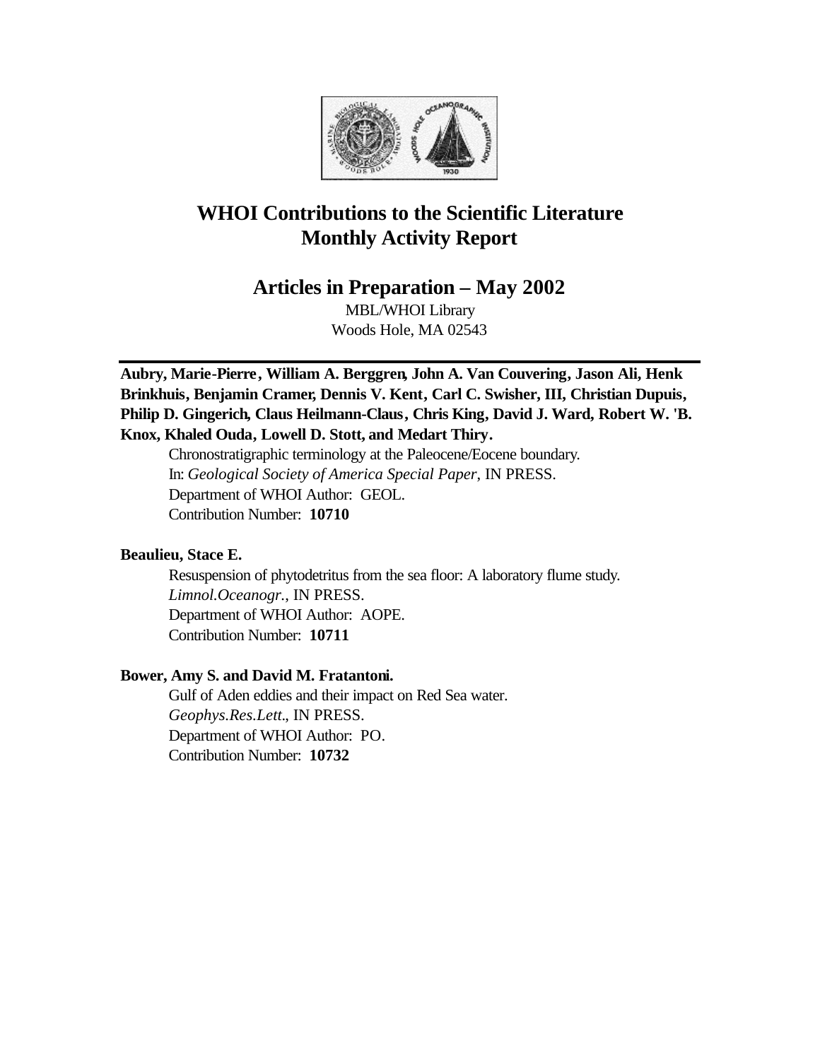# WHOI Contributions to the Scientific Literature Monthly Activity Report

## Articles in Preparation – May 2002

MBL/WHOI Library
Woods Hole, MA 02543

---

**Aubry, Marie-Pierre, William A. Berggren, John A. Van Couvering, Jason Ali, Henk Brinkhuis, Benjamin Cramer, Dennis V. Kent, Carl C. Swisher, III, Christian Dupuis, Philip D. Gingerich, Claus Heilmann-Claus, Chris King, David J. Ward, Robert W. 'B. Knox, Khaled Ouda, Lowell D. Stott, and Medart Thiry.**

Chronostratigraphic terminology at the Paleocene/Eocene boundary.
In: *Geological Society of America Special Paper*, IN PRESS.
Department of WHOI Author: GEOL.
Contribution Number: **10710**

**Beaulieu, Stace E.**

Resuspension of phytodetritus from the sea floor: A laboratory flume study.
*Limnol.Oceanogr.*, IN PRESS.
Department of WHOI Author: AOPE.
Contribution Number: **10711**

**Bower, Amy S. and David M. Fratantoni.**

Gulf of Aden eddies and their impact on Red Sea water.
*Geophys.Res.Lett*., IN PRESS.
Department of WHOI Author: PO.
Contribution Number: **10732**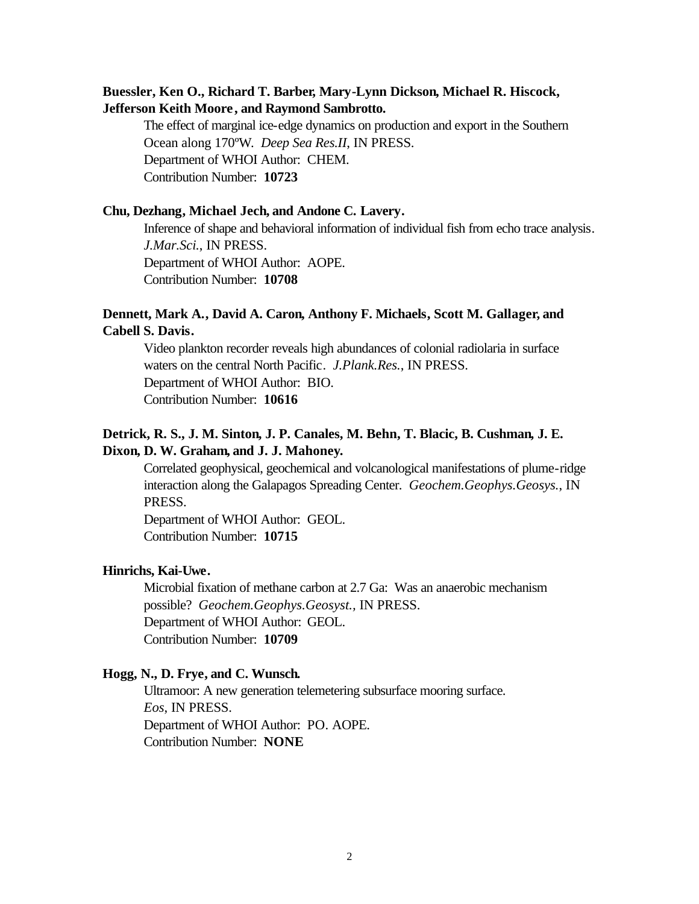**Buessler, Ken O., Richard T. Barber, Mary-Lynn Dickson, Michael R. Hiscock, Jefferson Keith Moore, and Raymond Sambrotto.**

The effect of marginal ice-edge dynamics on production and export in the Southern Ocean along 170ºW. *Deep Sea Res.II*, IN PRESS.
Department of WHOI Author: CHEM.
Contribution Number: **10723**

**Chu, Dezhang, Michael Jech, and Andone C. Lavery.**

Inference of shape and behavioral information of individual fish from echo trace analysis. *J.Mar.Sci.*, IN PRESS.
Department of WHOI Author: AOPE.
Contribution Number: **10708**

**Dennett, Mark A., David A. Caron, Anthony F. Michaels, Scott M. Gallager, and Cabell S. Davis.**

Video plankton recorder reveals high abundances of colonial radiolaria in surface waters on the central North Pacific. *J.Plank.Res.*, IN PRESS.
Department of WHOI Author: BIO.
Contribution Number: **10616**

**Detrick, R. S., J. M. Sinton, J. P. Canales, M. Behn, T. Blacic, B. Cushman, J. E. Dixon, D. W. Graham, and J. J. Mahoney.**

Correlated geophysical, geochemical and volcanological manifestations of plume-ridge interaction along the Galapagos Spreading Center. *Geochem.Geophys.Geosys.*, IN PRESS.
Department of WHOI Author: GEOL.
Contribution Number: **10715**

**Hinrichs, Kai-Uwe.**

Microbial fixation of methane carbon at 2.7 Ga: Was an anaerobic mechanism possible? *Geochem.Geophys.Geosyst.*, IN PRESS.
Department of WHOI Author: GEOL.
Contribution Number: **10709**

**Hogg, N., D. Frye, and C. Wunsch.**

Ultramoor: A new generation telemetering subsurface mooring surface. *Eos*, IN PRESS.
Department of WHOI Author: PO. AOPE.
Contribution Number: **NONE**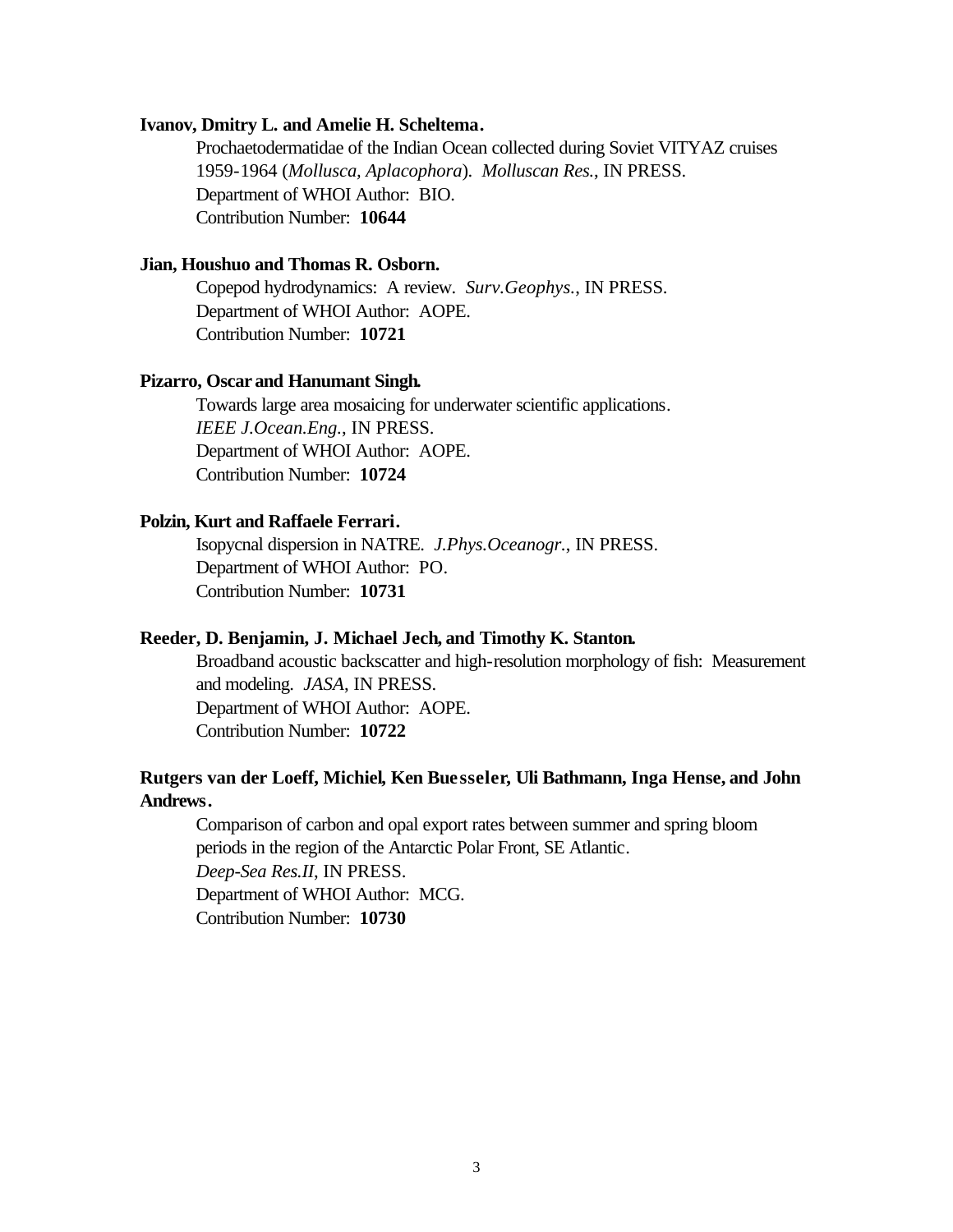**Ivanov, Dmitry L. and Amelie H. Scheltema.**

Prochaetodermatidae of the Indian Ocean collected during Soviet VITYAZ cruises 1959-1964 (*Mollusca, Aplacophora*). *Molluscan Res.*, IN PRESS.
Department of WHOI Author: BIO.
Contribution Number: **10644**

**Jian, Houshuo and Thomas R. Osborn.**

Copepod hydrodynamics: A review. *Surv.Geophys.*, IN PRESS.
Department of WHOI Author: AOPE.
Contribution Number: **10721**

**Pizarro, Oscar and Hanumant Singh.**

Towards large area mosaicing for underwater scientific applications.
*IEEE J.Ocean.Eng.*, IN PRESS.
Department of WHOI Author: AOPE.
Contribution Number: **10724**

**Polzin, Kurt and Raffaele Ferrari.**

Isopycnal dispersion in NATRE. *J.Phys.Oceanogr.*, IN PRESS.
Department of WHOI Author: PO.
Contribution Number: **10731**

**Reeder, D. Benjamin, J. Michael Jech, and Timothy K. Stanton.**

Broadband acoustic backscatter and high-resolution morphology of fish: Measurement and modeling. *JASA*, IN PRESS.
Department of WHOI Author: AOPE.
Contribution Number: **10722**

**Rutgers van der Loeff, Michiel, Ken Buesseler, Uli Bathmann, Inga Hense, and John Andrews.**

Comparison of carbon and opal export rates between summer and spring bloom periods in the region of the Antarctic Polar Front, SE Atlantic.
*Deep-Sea Res.II*, IN PRESS.
Department of WHOI Author: MCG.
Contribution Number: **10730**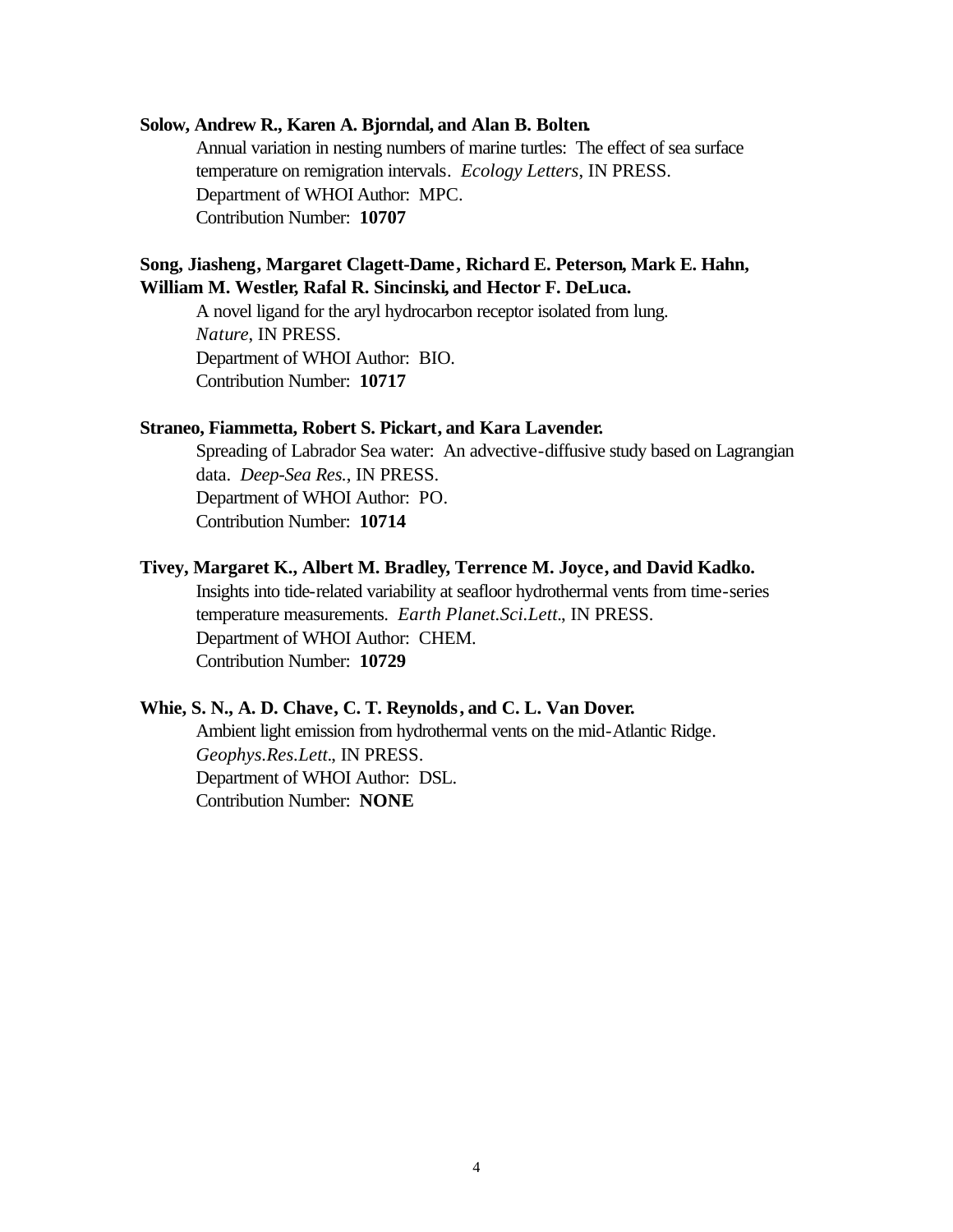**Solow, Andrew R., Karen A. Bjorndal, and Alan B. Bolten.**

Annual variation in nesting numbers of marine turtles: The effect of sea surface temperature on remigration intervals. *Ecology Letters*, IN PRESS.
Department of WHOI Author: MPC.
Contribution Number: **10707**

**Song, Jiasheng, Margaret Clagett-Dame, Richard E. Peterson, Mark E. Hahn, William M. Westler, Rafal R. Sincinski, and Hector F. DeLuca.**

A novel ligand for the aryl hydrocarbon receptor isolated from lung. *Nature*, IN PRESS.
Department of WHOI Author: BIO.
Contribution Number: **10717**

**Straneo, Fiammetta, Robert S. Pickart, and Kara Lavender.**

Spreading of Labrador Sea water: An advective-diffusive study based on Lagrangian data. *Deep-Sea Res.*, IN PRESS.
Department of WHOI Author: PO.
Contribution Number: **10714**

**Tivey, Margaret K., Albert M. Bradley, Terrence M. Joyce, and David Kadko.**

Insights into tide-related variability at seafloor hydrothermal vents from time-series temperature measurements. *Earth Planet.Sci.Lett.*, IN PRESS.
Department of WHOI Author: CHEM.
Contribution Number: **10729**

**Whie, S. N., A. D. Chave, C. T. Reynolds, and C. L. Van Dover.**

Ambient light emission from hydrothermal vents on the mid-Atlantic Ridge. *Geophys.Res.Lett.*, IN PRESS.
Department of WHOI Author: DSL.
Contribution Number: **NONE**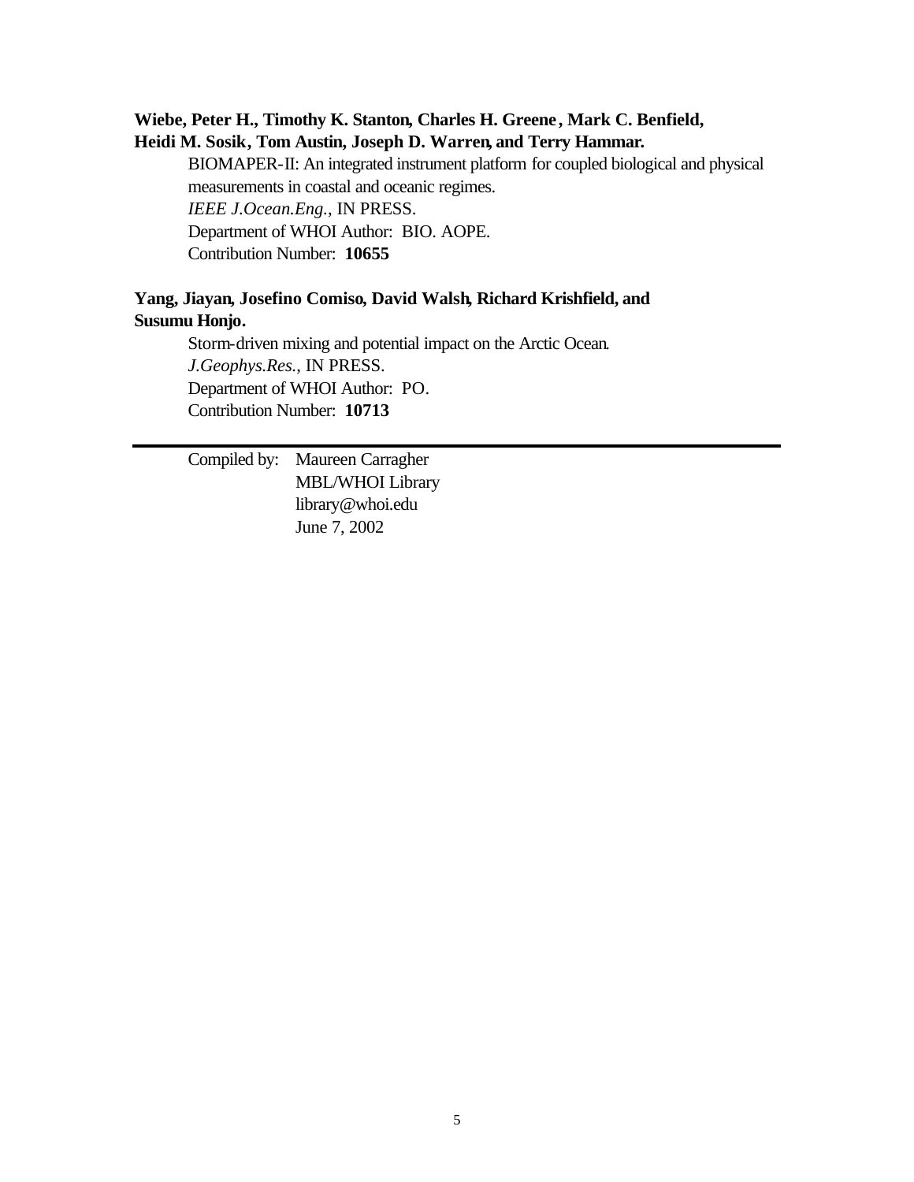**Wiebe, Peter H., Timothy K. Stanton, Charles H. Greene, Mark C. Benfield, Heidi M. Sosik, Tom Austin, Joseph D. Warren, and Terry Hammar.**

BIOMAPER-II: An integrated instrument platform for coupled biological and physical measurements in coastal and oceanic regimes.
*IEEE J.Ocean.Eng.*, IN PRESS.
Department of WHOI Author: BIO. AOPE.
Contribution Number: **10655**

**Yang, Jiayan, Josefino Comiso, David Walsh, Richard Krishfield, and Susumu Honjo.**

Storm-driven mixing and potential impact on the Arctic Ocean.
*J.Geophys.Res.*, IN PRESS.
Department of WHOI Author: PO.
Contribution Number: **10713**

---

Compiled by: Maureen Carragher
MBL/WHOI Library
library@whoi.edu
June 7, 2002